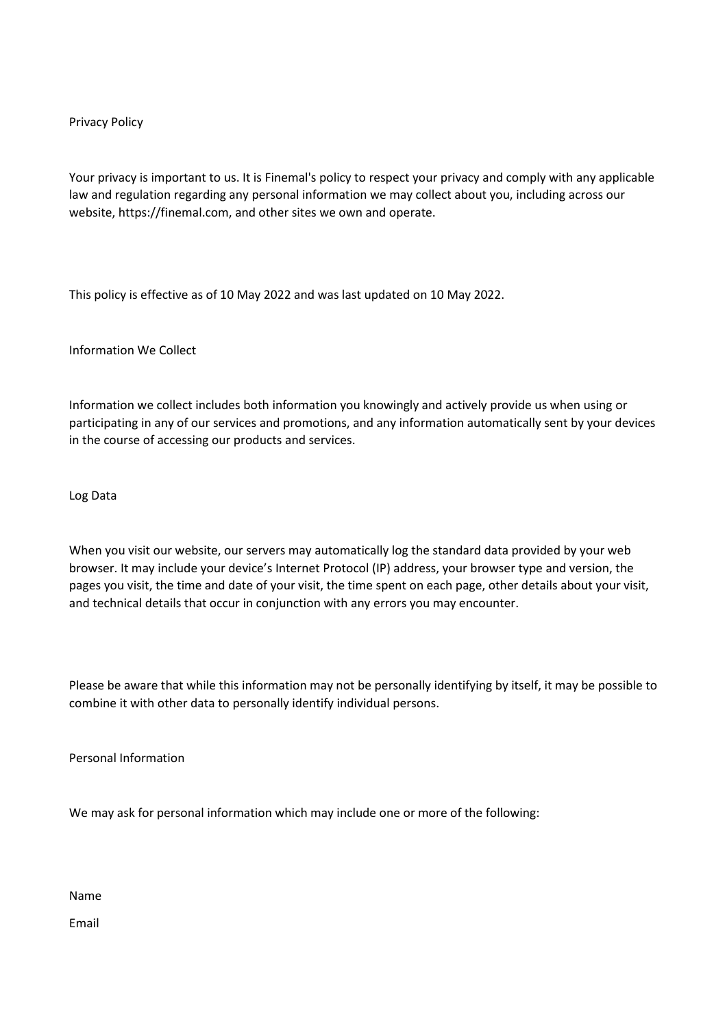# Privacy Policy

Your privacy is important to us. It is Finemal's policy to respect your privacy and comply with any applicable law and regulation regarding any personal information we may collect about you, including across our website, https://finemal.com, and other sites we own and operate.

This policy is effective as of 10 May 2022 and was last updated on 10 May 2022.

## Information We Collect

Information we collect includes both information you knowingly and actively provide us when using or participating in any of our services and promotions, and any information automatically sent by your devices in the course of accessing our products and services.

### Log Data

When you visit our website, our servers may automatically log the standard data provided by your web browser. It may include your device's Internet Protocol (IP) address, your browser type and version, the pages you visit, the time and date of your visit, the time spent on each page, other details about your visit, and technical details that occur in conjunction with any errors you may encounter.

Please be aware that while this information may not be personally identifying by itself, it may be possible to combine it with other data to personally identify individual persons.

### Personal Information

We may ask for personal information which may include one or more of the following:

- Name
- Email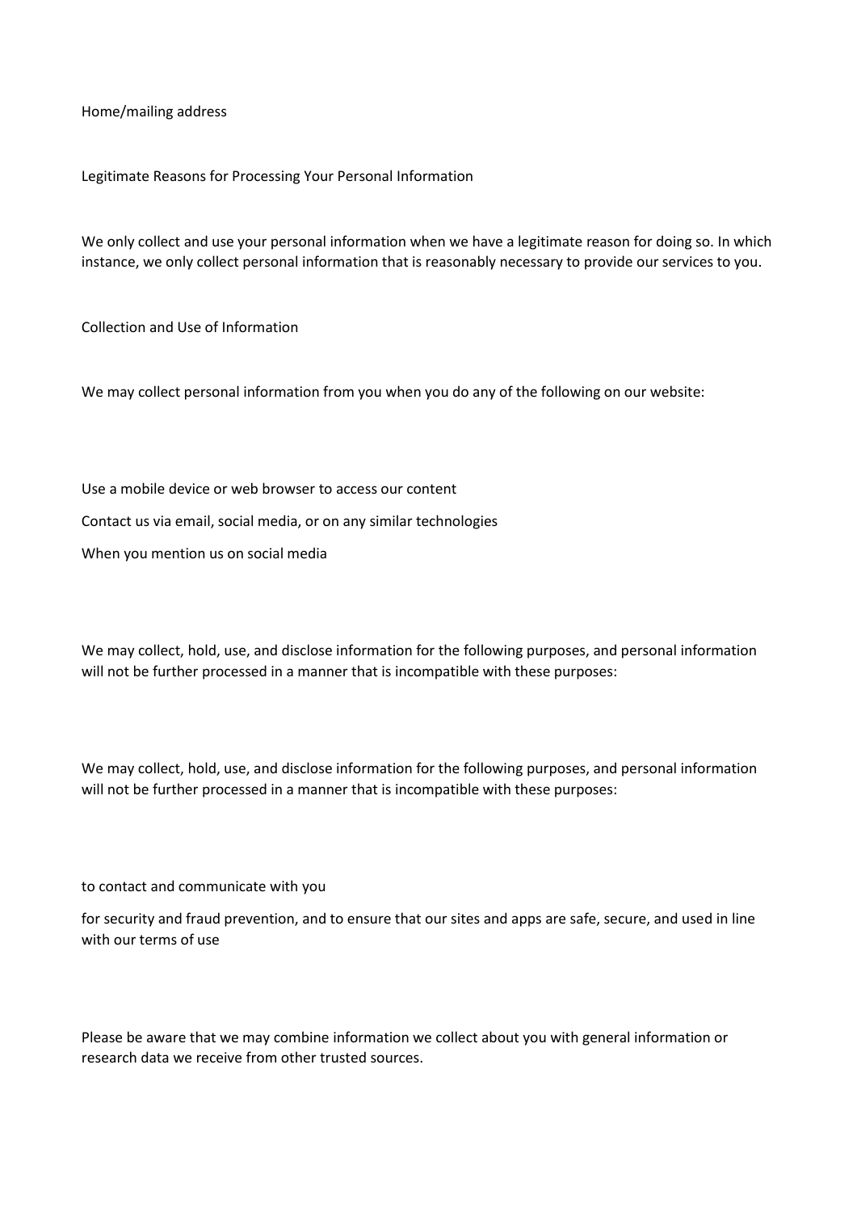Home/mailing address

## Legitimate Reasons for Processing Your Personal Information

We only collect and use your personal information when we have a legitimate reason for doing so. In which instance, we only collect personal information that is reasonably necessary to provide our services to you.

## Collection and Use of Information

We may collect personal information from you when you do any of the following on our website:

- Use a mobile device or web browser to access our content
- Contact us via email, social media, or on any similar technologies
- When you mention us on social media

We may collect, hold, use, and disclose information for the following purposes, and personal information will not be further processed in a manner that is incompatible with these purposes:

We may collect, hold, use, and disclose information for the following purposes, and personal information will not be further processed in a manner that is incompatible with these purposes:

- to contact and communicate with you
- for security and fraud prevention, and to ensure that our sites and apps are safe, secure, and used in line with our terms of use

Please be aware that we may combine information we collect about you with general information or research data we receive from other trusted sources.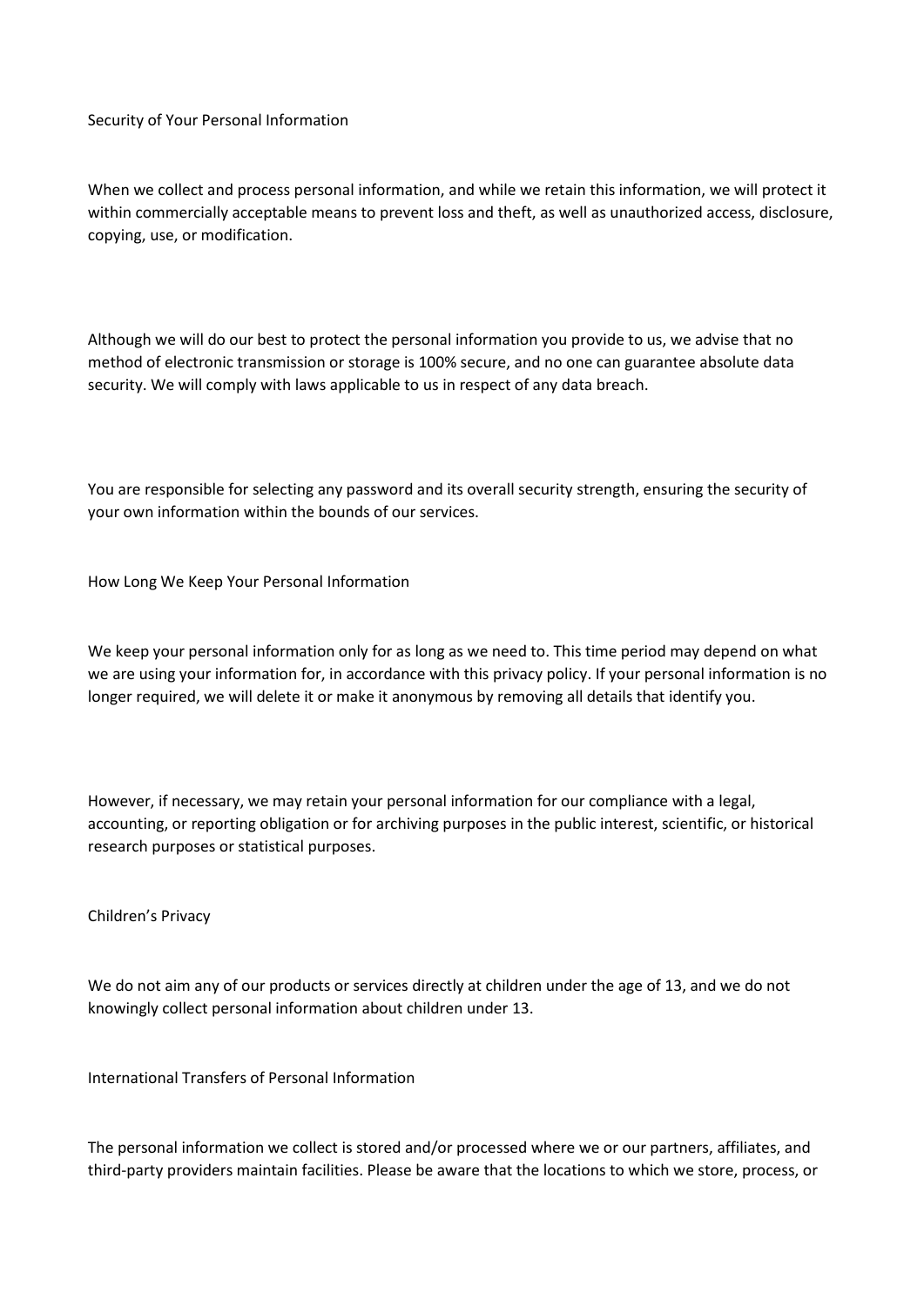## Security of Your Personal Information

When we collect and process personal information, and while we retain this information, we will protect it within commercially acceptable means to prevent loss and theft, as well as unauthorized access, disclosure, copying, use, or modification.

Although we will do our best to protect the personal information you provide to us, we advise that no method of electronic transmission or storage is 100% secure, and no one can guarantee absolute data security. We will comply with laws applicable to us in respect of any data breach.

You are responsible for selecting any password and its overall security strength, ensuring the security of your own information within the bounds of our services.

## How Long We Keep Your Personal Information

We keep your personal information only for as long as we need to. This time period may depend on what we are using your information for, in accordance with this privacy policy. If your personal information is no longer required, we will delete it or make it anonymous by removing all details that identify you.

However, if necessary, we may retain your personal information for our compliance with a legal, accounting, or reporting obligation or for archiving purposes in the public interest, scientific, or historical research purposes or statistical purposes.

## Children's Privacy

We do not aim any of our products or services directly at children under the age of 13, and we do not knowingly collect personal information about children under 13.

## International Transfers of Personal Information

The personal information we collect is stored and/or processed where we or our partners, affiliates, and third-party providers maintain facilities. Please be aware that the locations to which we store, process, or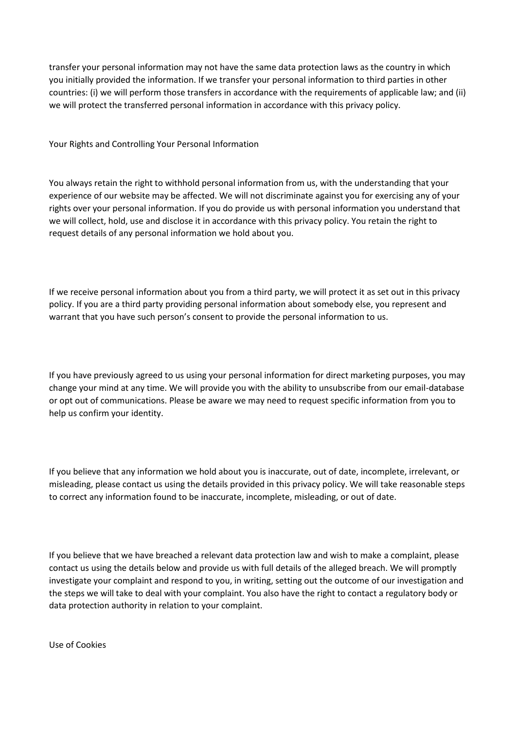transfer your personal information may not have the same data protection laws as the country in which you initially provided the information. If we transfer your personal information to third parties in other countries: (i) we will perform those transfers in accordance with the requirements of applicable law; and (ii) we will protect the transferred personal information in accordance with this privacy policy.

## Your Rights and Controlling Your Personal Information

You always retain the right to withhold personal information from us, with the understanding that your experience of our website may be affected. We will not discriminate against you for exercising any of your rights over your personal information. If you do provide us with personal information you understand that we will collect, hold, use and disclose it in accordance with this privacy policy. You retain the right to request details of any personal information we hold about you.

If we receive personal information about you from a third party, we will protect it as set out in this privacy policy. If you are a third party providing personal information about somebody else, you represent and warrant that you have such person's consent to provide the personal information to us.

If you have previously agreed to us using your personal information for direct marketing purposes, you may change your mind at any time. We will provide you with the ability to unsubscribe from our email-database or opt out of communications. Please be aware we may need to request specific information from you to help us confirm your identity.

If you believe that any information we hold about you is inaccurate, out of date, incomplete, irrelevant, or misleading, please contact us using the details provided in this privacy policy. We will take reasonable steps to correct any information found to be inaccurate, incomplete, misleading, or out of date.

If you believe that we have breached a relevant data protection law and wish to make a complaint, please contact us using the details below and provide us with full details of the alleged breach. We will promptly investigate your complaint and respond to you, in writing, setting out the outcome of our investigation and the steps we will take to deal with your complaint. You also have the right to contact a regulatory body or data protection authority in relation to your complaint.

## Use of Cookies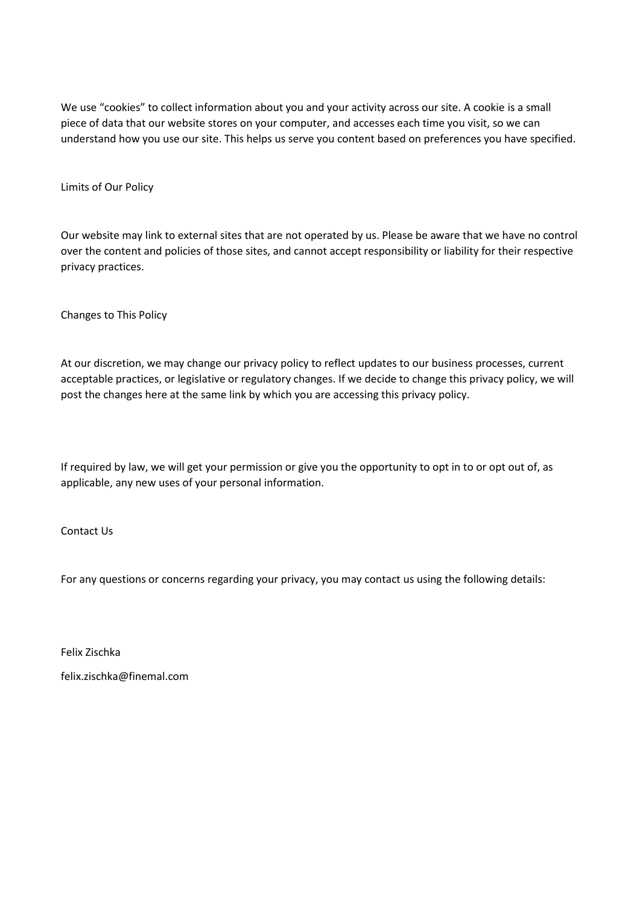We use “cookies” to collect information about you and your activity across our site. A cookie is a small piece of data that our website stores on your computer, and accesses each time you visit, so we can understand how you use our site. This helps us serve you content based on preferences you have specified.

## Limits of Our Policy

Our website may link to external sites that are not operated by us. Please be aware that we have no control over the content and policies of those sites, and cannot accept responsibility or liability for their respective privacy practices.

## Changes to This Policy

At our discretion, we may change our privacy policy to reflect updates to our business processes, current acceptable practices, or legislative or regulatory changes. If we decide to change this privacy policy, we will post the changes here at the same link by which you are accessing this privacy policy.

If required by law, we will get your permission or give you the opportunity to opt in to or opt out of, as applicable, any new uses of your personal information.

## Contact Us

For any questions or concerns regarding your privacy, you may contact us using the following details:

Felix Zischka

felix.zischka@finemal.com